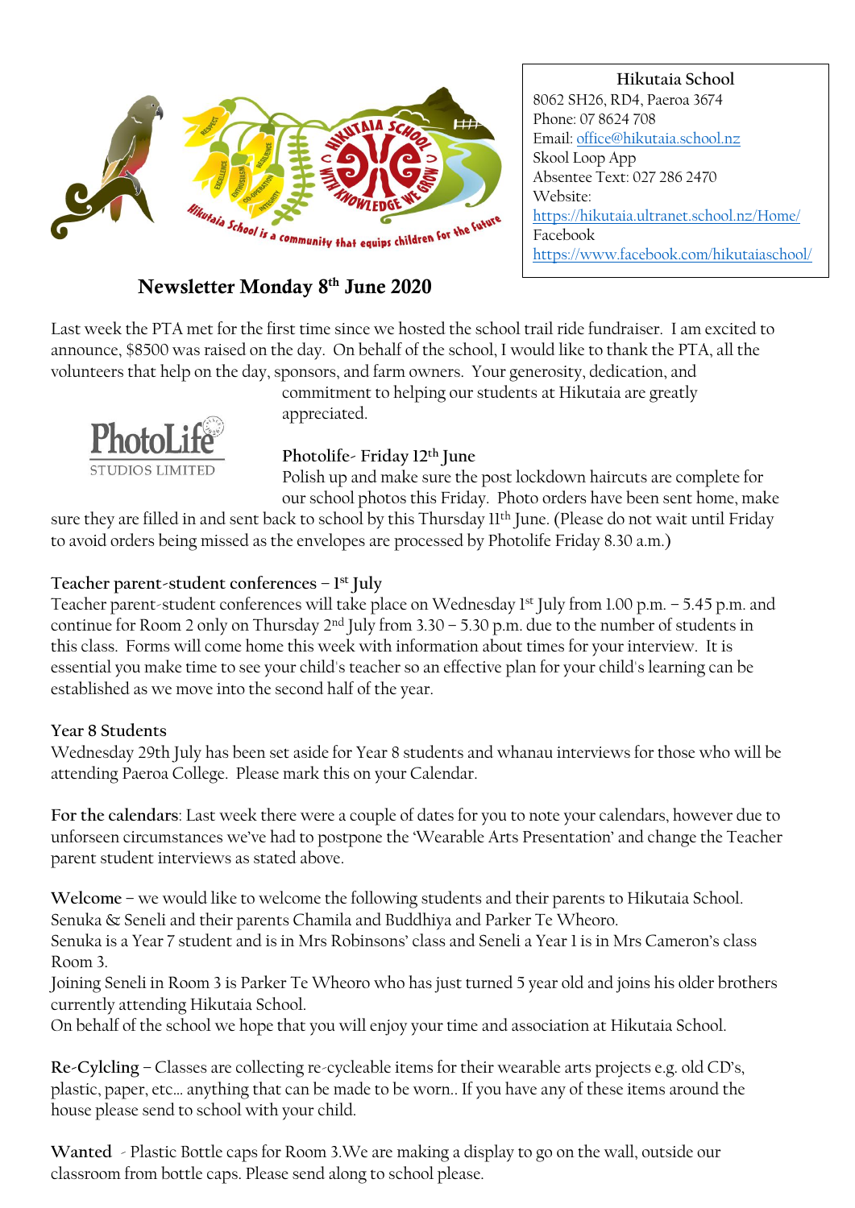**Hikutaia School**
8062 SH26, RD4, Paeroa 3674
Phone: 07 8624 708
Email: office@hikutaia.school.nz
Skool Loop App
Absentee Text: 027 286 2470
Website:
https://hikutaia.ultranet.school.nz/Home/
Facebook
https://www.facebook.com/hikutaiaschool/

# Newsletter Monday 8th June 2020

Last week the PTA met for the first time since we hosted the school trail ride fundraiser. I am excited to announce, $8500 was raised on the day. On behalf of the school, I would like to thank the PTA, all the volunteers that help on the day, sponsors, and farm owners. Your generosity, dedication, and commitment to helping our students at Hikutaia are greatly appreciated.

### Photolife- Friday 12th June

Polish up and make sure the post lockdown haircuts are complete for our school photos this Friday. Photo orders have been sent home, make sure they are filled in and sent back to school by this Thursday 11th June. (Please do not wait until Friday to avoid orders being missed as the envelopes are processed by Photolife Friday 8.30 a.m.)

### Teacher parent-student conferences – 1st July

Teacher parent-student conferences will take place on Wednesday 1st July from 1.00 p.m. – 5.45 p.m. and continue for Room 2 only on Thursday 2nd July from 3.30 – 5.30 p.m. due to the number of students in this class. Forms will come home this week with information about times for your interview. It is essential you make time to see your child's teacher so an effective plan for your child's learning can be established as we move into the second half of the year.

### Year 8 Students

Wednesday 29th July has been set aside for Year 8 students and whanau interviews for those who will be attending Paeroa College. Please mark this on your Calendar.

**For the calendars**: Last week there were a couple of dates for you to note your calendars, however due to unforseen circumstances we've had to postpone the 'Wearable Arts Presentation' and change the Teacher parent student interviews as stated above.

**Welcome** – we would like to welcome the following students and their parents to Hikutaia School.
Senuka & Seneli and their parents Chamila and Buddhiya and Parker Te Wheoro.
Senuka is a Year 7 student and is in Mrs Robinsons' class and Seneli a Year 1 is in Mrs Cameron's class Room 3.
Joining Seneli in Room 3 is Parker Te Wheoro who has just turned 5 year old and joins his older brothers currently attending Hikutaia School.
On behalf of the school we hope that you will enjoy your time and association at Hikutaia School.

**Re-Cylcling** – Classes are collecting re-cycleable items for their wearable arts projects e.g. old CD's, plastic, paper, etc… anything that can be made to be worn.. If you have any of these items around the house please send to school with your child.

**Wanted** - Plastic Bottle caps for Room 3.We are making a display to go on the wall, outside our classroom from bottle caps. Please send along to school please.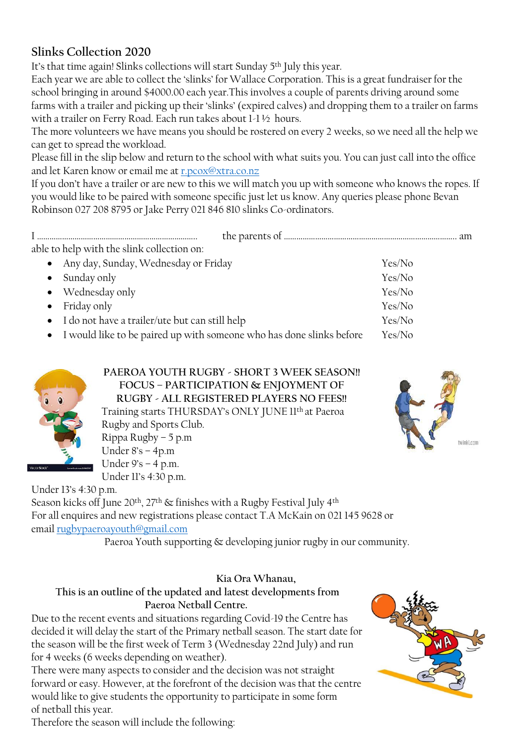## Slinks Collection 2020

It's that time again! Slinks collections will start Sunday 5th July this year.

Each year we are able to collect the 'slinks' for Wallace Corporation. This is a great fundraiser for the school bringing in around $4000.00 each year.This involves a couple of parents driving around some farms with a trailer and picking up their 'slinks' (expired calves) and dropping them to a trailer on farms with a trailer on Ferry Road. Each run takes about 1-1 ½ hours.

The more volunteers we have means you should be rostered on every 2 weeks, so we need all the help we can get to spread the workload.

Please fill in the slip below and return to the school with what suits you. You can just call into the office and let Karen know or email me at r.pcox@xtra.co.nz

If you don't have a trailer or are new to this we will match you up with someone who knows the ropes. If you would like to be paired with someone specific just let us know. Any queries please phone Bevan Robinson 027 208 8795 or Jake Perry 021 846 810 slinks Co-ordinators.

I ............................................................................ the parents of ................................................................................... am able to help with the slink collection on:

- Any day, Sunday, Wednesday or Friday — Yes/No
- Sunday only — Yes/No
- Wednesday only — Yes/No
- Friday only — Yes/No
- I do not have a trailer/ute but can still help — Yes/No
- I would like to be paired up with someone who has done slinks before — Yes/No

**PAEROA YOUTH RUGBY - SHORT 3 WEEK SEASON!!**
**FOCUS – PARTICIPATION & ENJOYMENT OF RUGBY - ALL REGISTERED PLAYERS NO FEES!!**

Training starts THURSDAY's ONLY JUNE 11th at Paeroa Rugby and Sports Club.

Rippa Rugby – 5 p.m
Under 8's – 4p.m
Under 9's – 4 p.m.
Under 11's 4:30 p.m.
Under 13's 4:30 p.m.

Season kicks off June 20th, 27th & finishes with a Rugby Festival July 4th

For all enquires and new registrations please contact T.A McKain on 021 145 9628 or email rugbypaeroayouth@gmail.com

Paeroa Youth supporting & developing junior rugby in our community.

**Kia Ora Whanau,**
**This is an outline of the updated and latest developments from Paeroa Netball Centre.**

Due to the recent events and situations regarding Covid-19 the Centre has decided it will delay the start of the Primary netball season. The start date for the season will be the first week of Term 3 (Wednesday 22nd July) and run for 4 weeks (6 weeks depending on weather).

There were many aspects to consider and the decision was not straight forward or easy. However, at the forefront of the decision was that the centre would like to give students the opportunity to participate in some form of netball this year.

Therefore the season will include the following: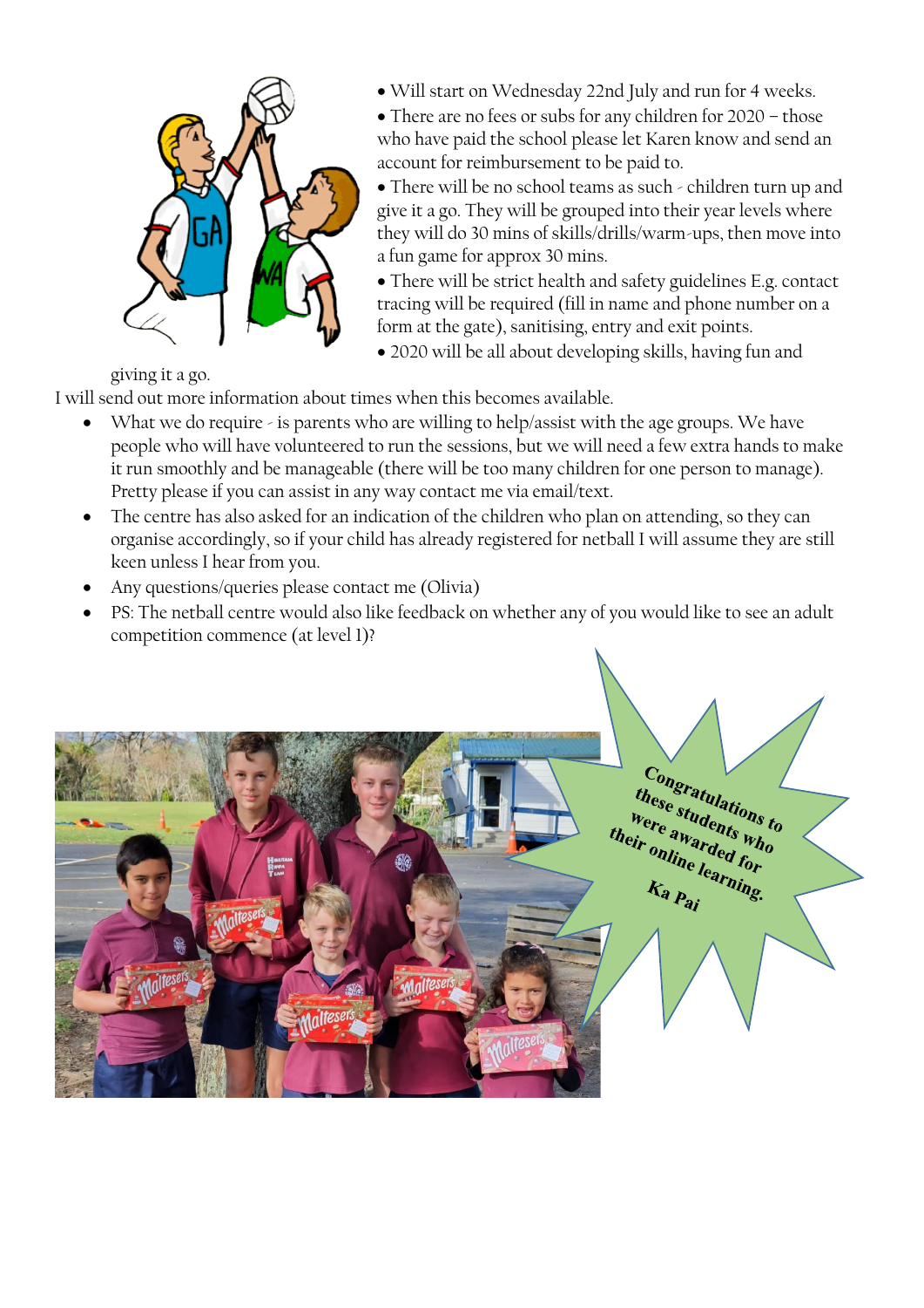- Will start on Wednesday 22nd July and run for 4 weeks.
- There are no fees or subs for any children for 2020 – those who have paid the school please let Karen know and send an account for reimbursement to be paid to.
- There will be no school teams as such - children turn up and give it a go. They will be grouped into their year levels where they will do 30 mins of skills/drills/warm-ups, then move into a fun game for approx 30 mins.
- There will be strict health and safety guidelines E.g. contact tracing will be required (fill in name and phone number on a form at the gate), sanitising, entry and exit points.
- 2020 will be all about developing skills, having fun and giving it a go.

I will send out more information about times when this becomes available.

- What we do require - is parents who are willing to help/assist with the age groups. We have people who will have volunteered to run the sessions, but we will need a few extra hands to make it run smoothly and be manageable (there will be too many children for one person to manage). Pretty please if you can assist in any way contact me via email/text.
- The centre has also asked for an indication of the children who plan on attending, so they can organise accordingly, so if your child has already registered for netball I will assume they are still keen unless I hear from you.
- Any questions/queries please contact me (Olivia)
- PS: The netball centre would also like feedback on whether any of you would like to see an adult competition commence (at level 1)?

**Congratulations to these students who were awarded for their online learning.**

**Ka Pai**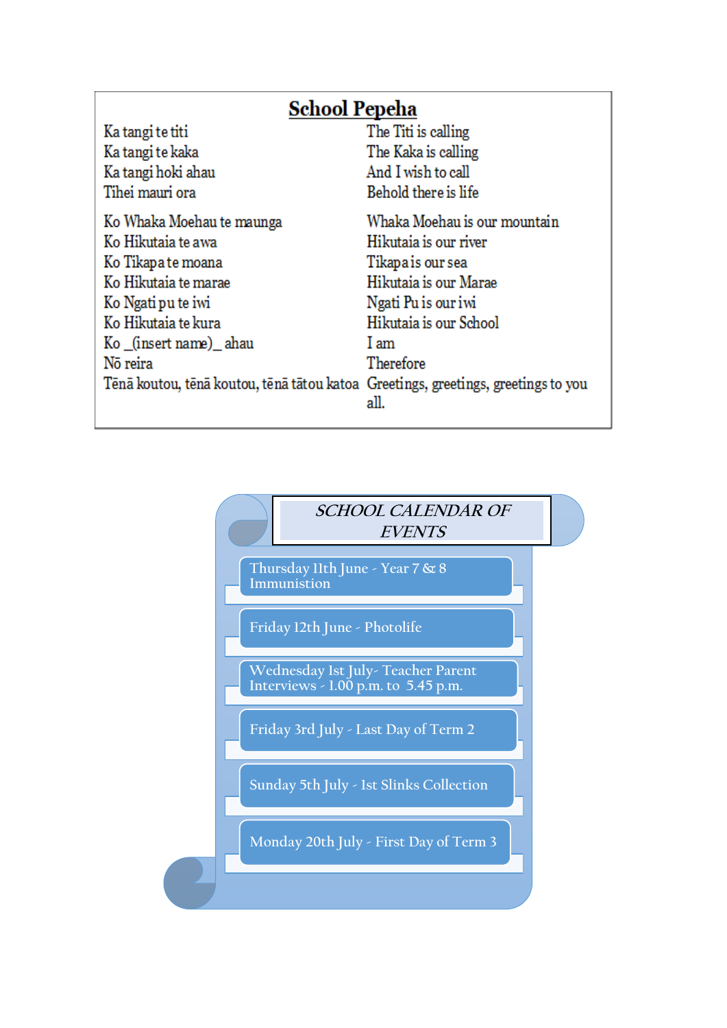## School Pepeha

| | |
|---|---|
| Ka tangi te titi | The Titi is calling |
| Ka tangi te kaka | The Kaka is calling |
| Ka tangi hoki ahau | And I wish to call |
| Tihei mauri ora | Behold there is life |
| Ko Whaka Moehau te maunga | Whaka Moehau is our mountain |
| Ko Hikutaia te awa | Hikutaia is our river |
| Ko Tikapa te moana | Tikapa is our sea |
| Ko Hikutaia te marae | Hikutaia is our Marae |
| Ko Ngati pu te iwi | Ngati Pu is our iwi |
| Ko Hikutaia te kura | Hikutaia is our School |
| Ko _(insert name)_ ahau | I am |
| Nō reira | Therefore |
| Tēnā koutou, tēnā koutou, tēnā tātou katoa | Greetings, greetings, greetings to you all. |

## *SCHOOL CALENDAR OF EVENTS*

- Thursday 11th June - Year 7 & 8 Immunistion
- Friday 12th June - Photolife
- Wednesday 1st July- Teacher Parent Interviews - 1.00 p.m. to 5.45 p.m.
- Friday 3rd July - Last Day of Term 2
- Sunday 5th July - 1st Slinks Collection
- Monday 20th July - First Day of Term 3